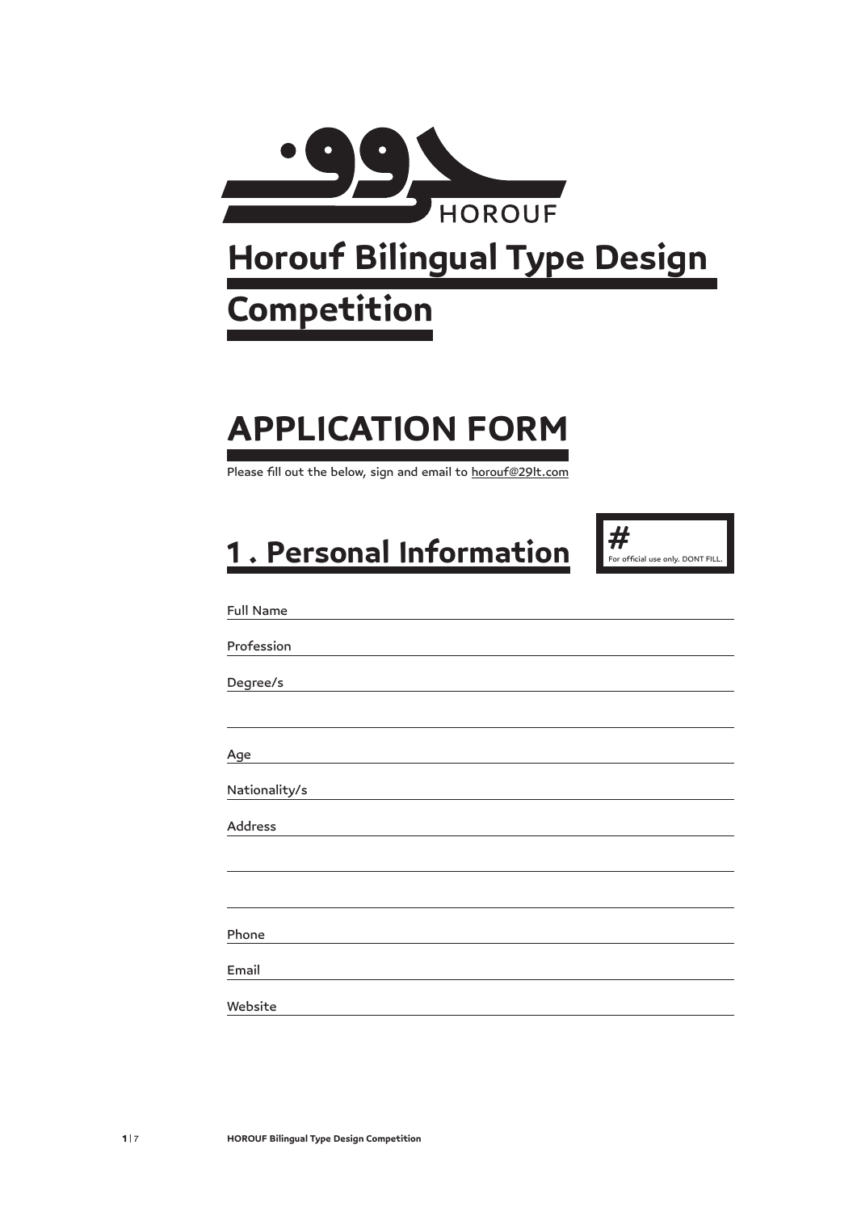حروف
HOROUF

# Horouf Bilingual Type Design Competition

## APPLICATION FORM

Please fill out the below, sign and email to horouf@29lt.com

## 1 . Personal Information

# For official use only. DONT FILL.

Full Name

Profession

Degree/s

Age

Nationality/s

Address

Phone

Email

Website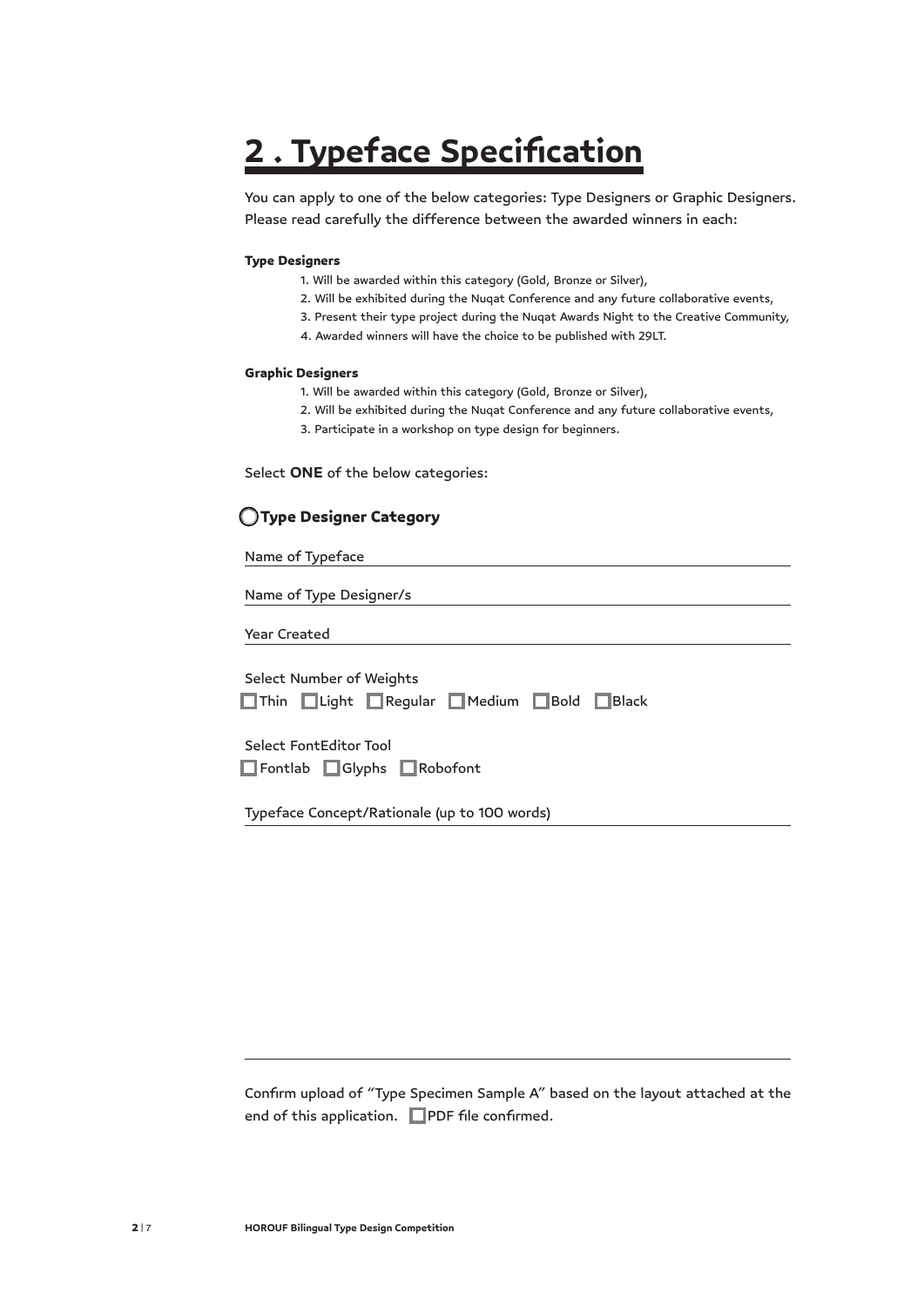# 2 . Typeface Specification

You can apply to one of the below categories: Type Designers or Graphic Designers. Please read carefully the difference between the awarded winners in each:

**Type Designers**

1. Will be awarded within this category (Gold, Bronze or Silver),
2. Will be exhibited during the Nuqat Conference and any future collaborative events,
3. Present their type project during the Nuqat Awards Night to the Creative Community,
4. Awarded winners will have the choice to be published with 29LT.

**Graphic Designers**

1. Will be awarded within this category (Gold, Bronze or Silver),
2. Will be exhibited during the Nuqat Conference and any future collaborative events,
3. Participate in a workshop on type design for beginners.

Select **ONE** of the below categories:

○ **Type Designer Category**

Name of Typeface ____________________

Name of Type Designer/s ____________________

Year Created ____________________

Select Number of Weights

☐ Thin ☐ Light ☐ Regular ☐ Medium ☐ Bold ☐ Black

Select FontEditor Tool

☐ Fontlab ☐ Glyphs ☐ Robofont

Typeface Concept/Rationale (up to 100 words) ____________________

Confirm upload of "Type Specimen Sample A" based on the layout attached at the end of this application. ☐ PDF file confirmed.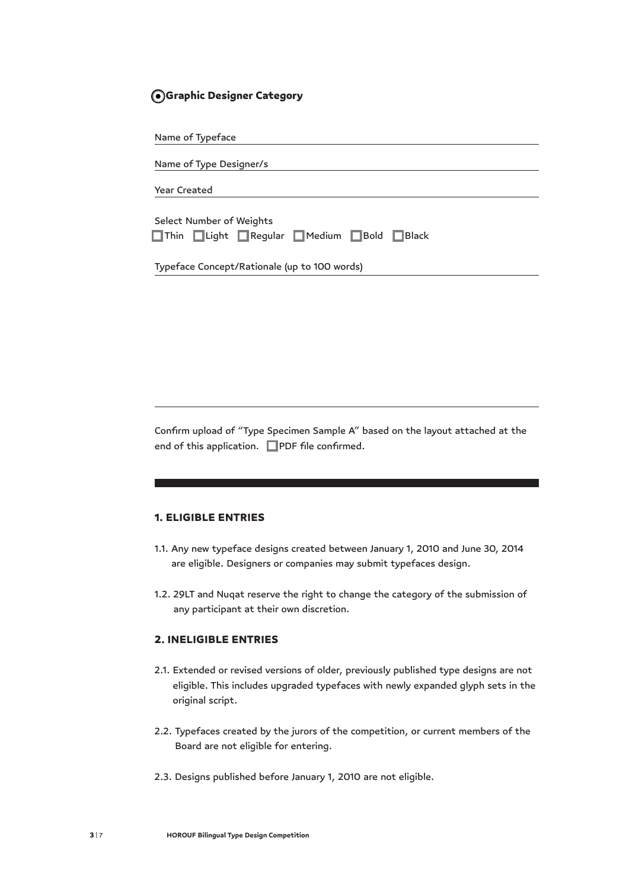## ◉ Graphic Designer Category

Name of Typeface

Name of Type Designer/s

Year Created

Select Number of Weights

☐ Thin ☐ Light ☐ Regular ☐ Medium ☐ Bold ☐ Black

Typeface Concept/Rationale (up to 100 words)

Confirm upload of “Type Specimen Sample A” based on the layout attached at the end of this application. ☐ PDF file confirmed.

### 1. ELIGIBLE ENTRIES

1.1. Any new typeface designs created between January 1, 2010 and June 30, 2014 are eligible. Designers or companies may submit typefaces design.

1.2. 29LT and Nuqat reserve the right to change the category of the submission of any participant at their own discretion.

### 2. INELIGIBLE ENTRIES

2.1. Extended or revised versions of older, previously published type designs are not eligible. This includes upgraded typefaces with newly expanded glyph sets in the original script.

2.2. Typefaces created by the jurors of the competition, or current members of the Board are not eligible for entering.

2.3. Designs published before January 1, 2010 are not eligible.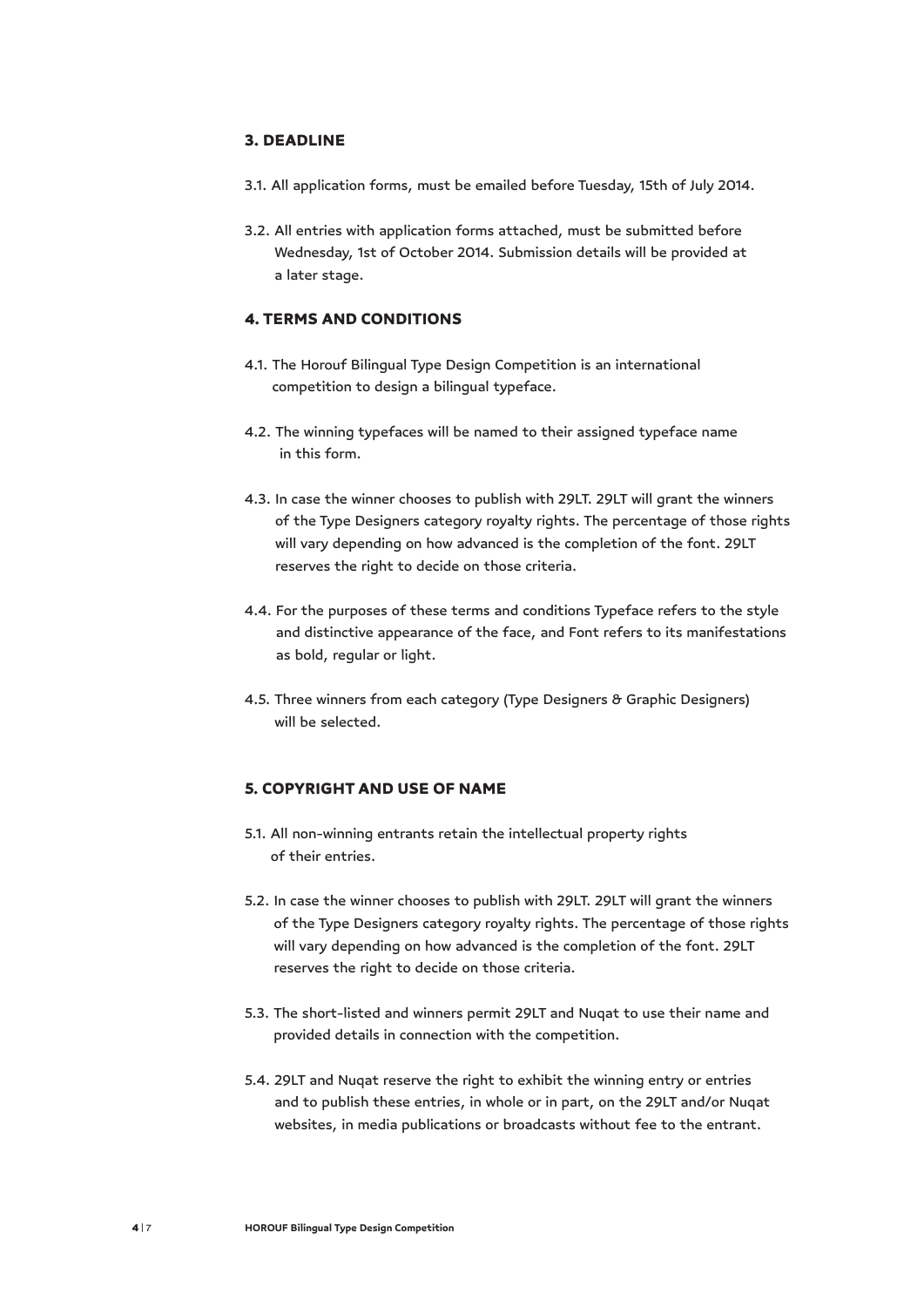## 3. DEADLINE

3.1. All application forms, must be emailed before Tuesday, 15th of July 2014.

3.2. All entries with application forms attached, must be submitted before Wednesday, 1st of October 2014. Submission details will be provided at a later stage.

## 4. TERMS AND CONDITIONS

4.1. The Horouf Bilingual Type Design Competition is an international competition to design a bilingual typeface.

4.2. The winning typefaces will be named to their assigned typeface name in this form.

4.3. In case the winner chooses to publish with 29LT. 29LT will grant the winners of the Type Designers category royalty rights. The percentage of those rights will vary depending on how advanced is the completion of the font. 29LT reserves the right to decide on those criteria.

4.4. For the purposes of these terms and conditions Typeface refers to the style and distinctive appearance of the face, and Font refers to its manifestations as bold, regular or light.

4.5. Three winners from each category (Type Designers & Graphic Designers) will be selected.

## 5. COPYRIGHT AND USE OF NAME

5.1. All non-winning entrants retain the intellectual property rights of their entries.

5.2. In case the winner chooses to publish with 29LT. 29LT will grant the winners of the Type Designers category royalty rights. The percentage of those rights will vary depending on how advanced is the completion of the font. 29LT reserves the right to decide on those criteria.

5.3. The short-listed and winners permit 29LT and Nuqat to use their name and provided details in connection with the competition.

5.4. 29LT and Nuqat reserve the right to exhibit the winning entry or entries and to publish these entries, in whole or in part, on the 29LT and/or Nuqat websites, in media publications or broadcasts without fee to the entrant.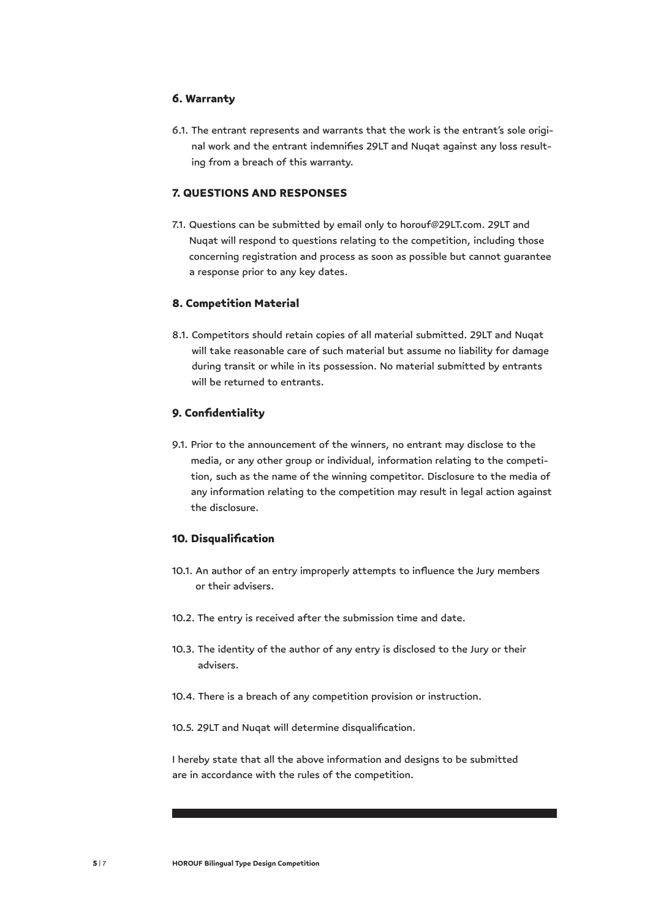## 6. Warranty

6.1. The entrant represents and warrants that the work is the entrant's sole original work and the entrant indemnifies 29LT and Nuqat against any loss resulting from a breach of this warranty.

## 7. QUESTIONS AND RESPONSES

7.1. Questions can be submitted by email only to horouf@29LT.com. 29LT and Nuqat will respond to questions relating to the competition, including those concerning registration and process as soon as possible but cannot guarantee a response prior to any key dates.

## 8. Competition Material

8.1. Competitors should retain copies of all material submitted. 29LT and Nuqat will take reasonable care of such material but assume no liability for damage during transit or while in its possession. No material submitted by entrants will be returned to entrants.

## 9. Confidentiality

9.1. Prior to the announcement of the winners, no entrant may disclose to the media, or any other group or individual, information relating to the competition, such as the name of the winning competitor. Disclosure to the media of any information relating to the competition may result in legal action against the disclosure.

## 10. Disqualification

10.1. An author of an entry improperly attempts to influence the Jury members or their advisers.

10.2. The entry is received after the submission time and date.

10.3. The identity of the author of any entry is disclosed to the Jury or their advisers.

10.4. There is a breach of any competition provision or instruction.

10.5. 29LT and Nuqat will determine disqualification.

I hereby state that all the above information and designs to be submitted are in accordance with the rules of the competition.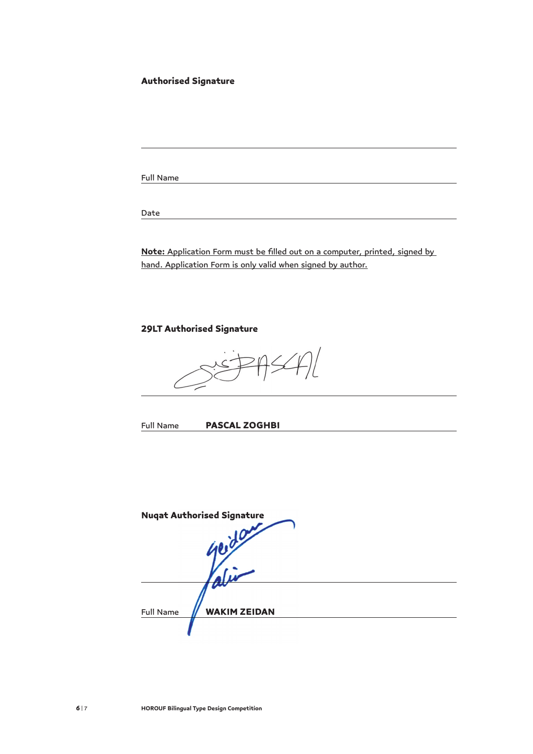**Authorised Signature**

Full Name

Date

**Note:** Application Form must be filled out on a computer, printed, signed by hand. Application Form is only valid when signed by author.

**29LT Authorised Signature**

Full Name **PASCAL ZOGHBI**

**Nuqat Authorised Signature**

Full Name **WAKIM ZEIDAN**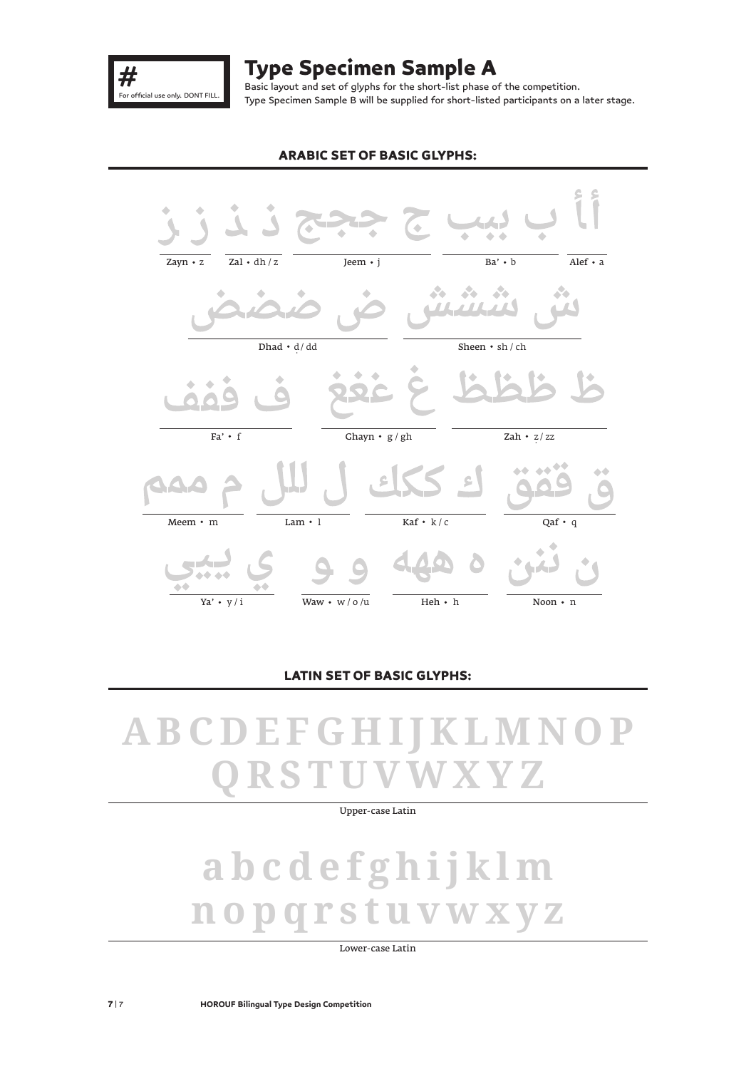\# For official use only. DONT FILL.

# Type Specimen Sample A

Basic layout and set of glyphs for the short-list phase of the competition.
Type Specimen Sample B will be supplied for short-listed participants on a later stage.

## ARABIC SET OF BASIC GLYPHS:

أ أ ب ببب ج ججج ذ ذ ز ز

Alef • a — Ba' • b — Jeem • j — Zal • dh / z — Zayn • z

ش ششش ض ضضض

Sheen • sh / ch — Dhad • ḍ / dd

ظ ظظظ غ غغغ ف ففف

Zah • ẓ / zz — Ghayn • g / gh — Fa' • f

ق ققق ك ككك ل للل م ممم

Qaf • q — Kaf • k / c — Lam • l — Meem • m

ن ننن ه ههه و و ي ييي

Noon • n — Heh • h — Waw • w / o /u — Ya' • y / i

## LATIN SET OF BASIC GLYPHS:

A B C D E F G H I J K L M N O P
Q R S T U V W X Y Z

Upper-case Latin

a b c d e f g h i j k l m
n o p q r s t u v w x y z

Lower-case Latin

HOROUF Bilingual Type Design Competition